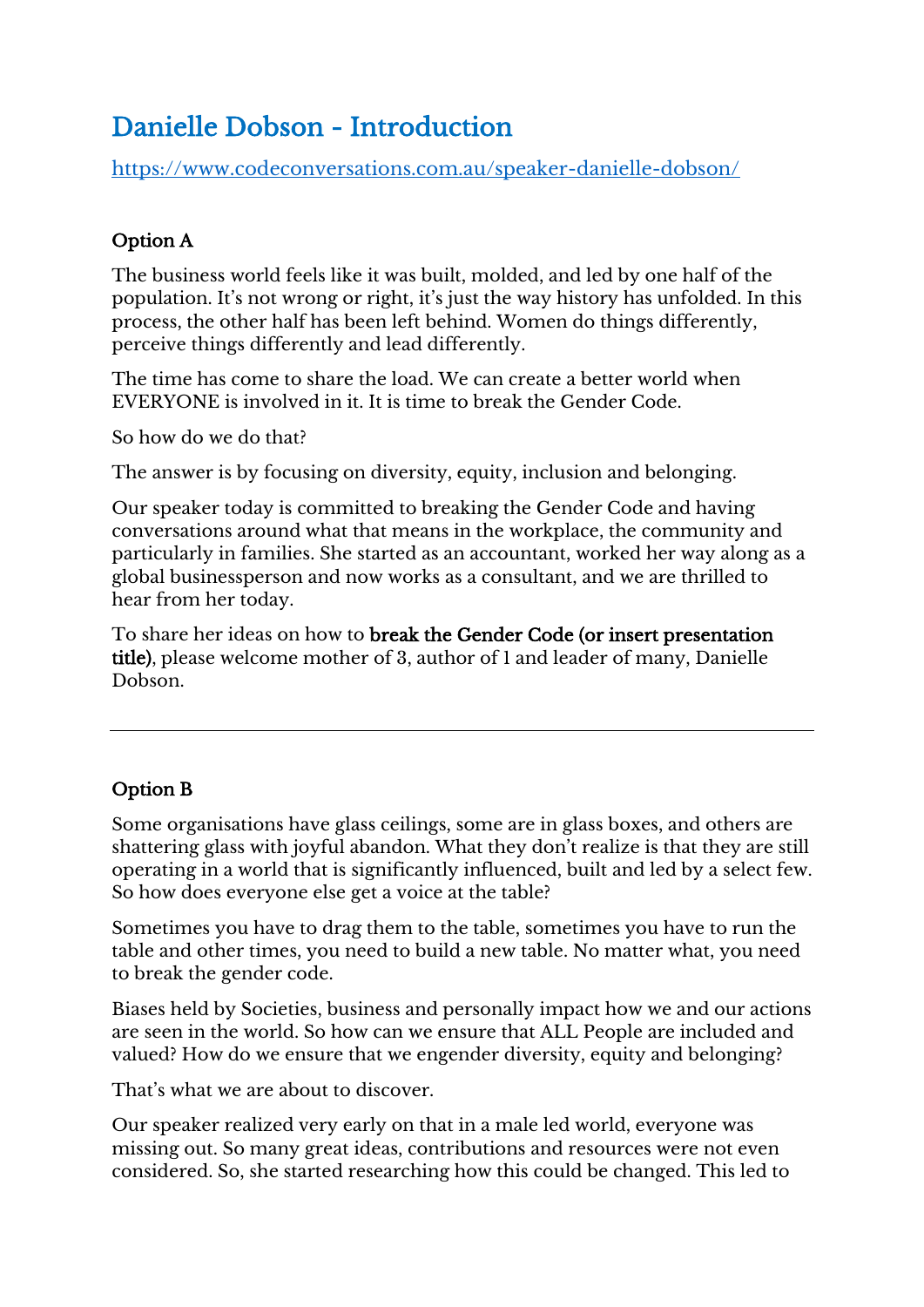# Danielle Dobson - Introduction

https://www.codeconversations.com.au/speaker-danielle-dobson/

## Option A

The business world feels like it was built, molded, and led by one half of the population. It's not wrong or right, it's just the way history has unfolded. In this process, the other half has been left behind. Women do things differently, perceive things differently and lead differently.

The time has come to share the load. We can create a better world when EVERYONE is involved in it. It is time to break the Gender Code.

So how do we do that?

The answer is by focusing on diversity, equity, inclusion and belonging.

Our speaker today is committed to breaking the Gender Code and having conversations around what that means in the workplace, the community and particularly in families. She started as an accountant, worked her way along as a global businessperson and now works as a consultant, and we are thrilled to hear from her today.

To share her ideas on how to **break the Gender Code (or insert presentation title)**, please welcome mother of 3, author of 1 and leader of many, Danielle Dobson.

---

## Option B

Some organisations have glass ceilings, some are in glass boxes, and others are shattering glass with joyful abandon. What they don't realize is that they are still operating in a world that is significantly influenced, built and led by a select few. So how does everyone else get a voice at the table?

Sometimes you have to drag them to the table, sometimes you have to run the table and other times, you need to build a new table. No matter what, you need to break the gender code.

Biases held by Societies, business and personally impact how we and our actions are seen in the world. So how can we ensure that ALL People are included and valued? How do we ensure that we engender diversity, equity and belonging?

That's what we are about to discover.

Our speaker realized very early on that in a male led world, everyone was missing out. So many great ideas, contributions and resources were not even considered. So, she started researching how this could be changed. This led to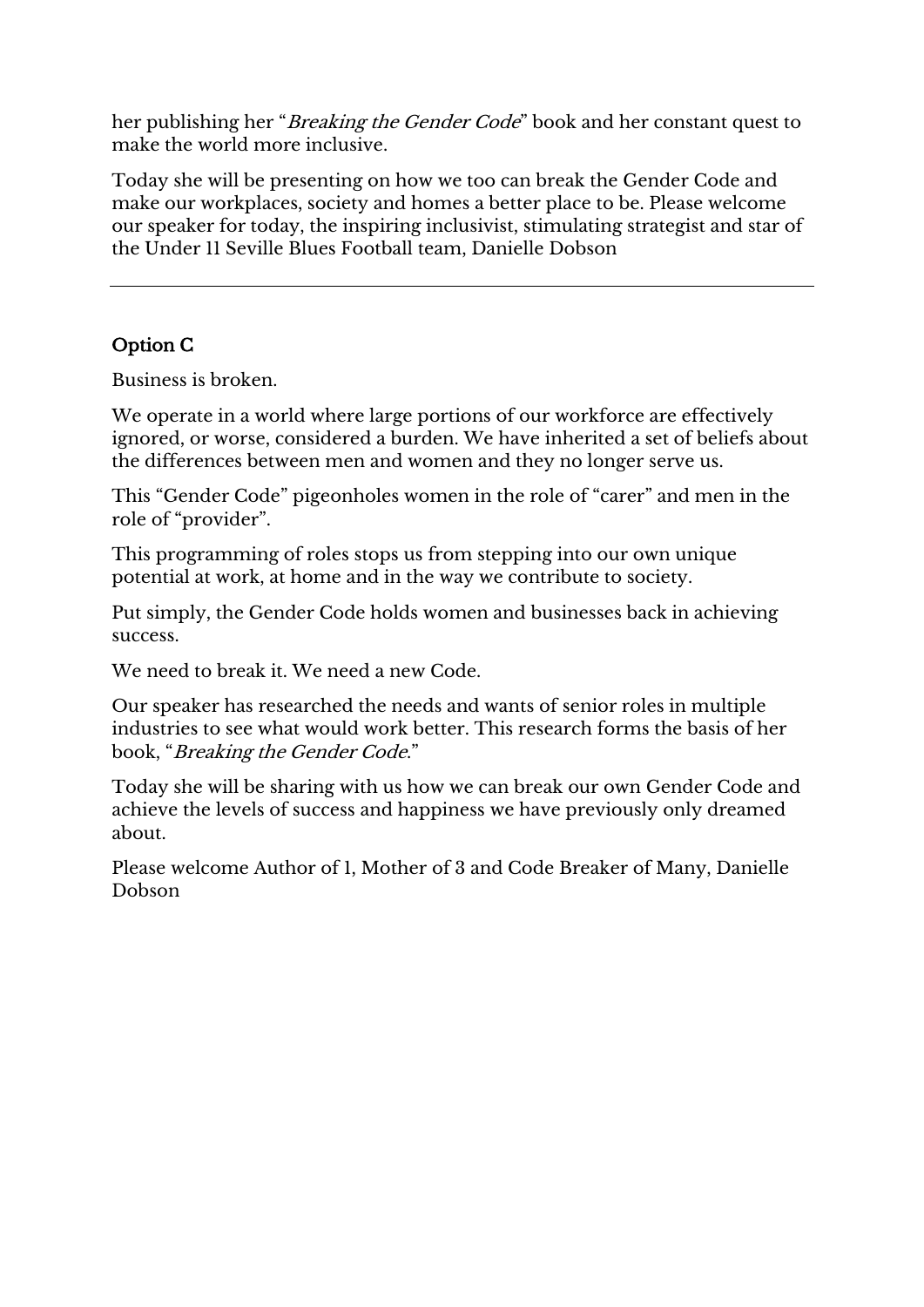her publishing her "*Breaking the Gender Code*" book and her constant quest to make the world more inclusive.

Today she will be presenting on how we too can break the Gender Code and make our workplaces, society and homes a better place to be. Please welcome our speaker for today, the inspiring inclusivist, stimulating strategist and star of the Under 11 Seville Blues Football team, Danielle Dobson

---

## Option C

Business is broken.

We operate in a world where large portions of our workforce are effectively ignored, or worse, considered a burden. We have inherited a set of beliefs about the differences between men and women and they no longer serve us.

This "Gender Code" pigeonholes women in the role of "carer" and men in the role of "provider".

This programming of roles stops us from stepping into our own unique potential at work, at home and in the way we contribute to society.

Put simply, the Gender Code holds women and businesses back in achieving success.

We need to break it. We need a new Code.

Our speaker has researched the needs and wants of senior roles in multiple industries to see what would work better. This research forms the basis of her book, "*Breaking the Gender Code*."

Today she will be sharing with us how we can break our own Gender Code and achieve the levels of success and happiness we have previously only dreamed about.

Please welcome Author of 1, Mother of 3 and Code Breaker of Many, Danielle Dobson